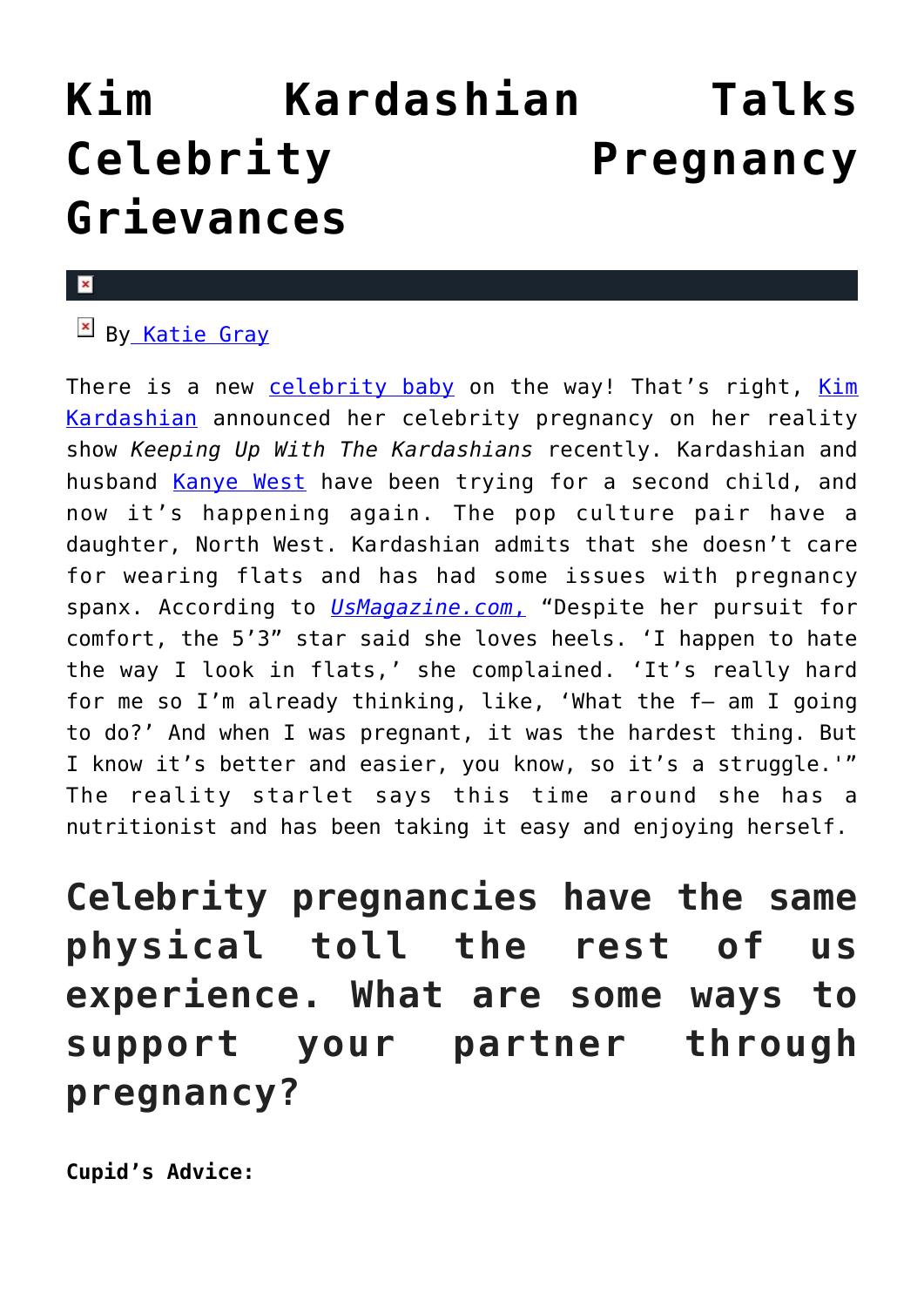# Kim Kardashian Talks Celebrity Pregnancy Grievances

By Katie Gray

There is a new celebrity baby on the way! That's right, Kim Kardashian announced her celebrity pregnancy on her reality show *Keeping Up With The Kardashians* recently. Kardashian and husband Kanye West have been trying for a second child, and now it's happening again. The pop culture pair have a daughter, North West. Kardashian admits that she doesn't care for wearing flats and has had some issues with pregnancy spanx. According to *UsMagazine.com*, "Despite her pursuit for comfort, the 5'3" star said she loves heels. 'I happen to hate the way I look in flats,' she complained. 'It's really hard for me so I'm already thinking, like, 'What the f— am I going to do?' And when I was pregnant, it was the hardest thing. But I know it's better and easier, you know, so it's a struggle.'" The reality starlet says this time around she has a nutritionist and has been taking it easy and enjoying herself.

## Celebrity pregnancies have the same physical toll the rest of us experience. What are some ways to support your partner through pregnancy?

**Cupid's Advice:**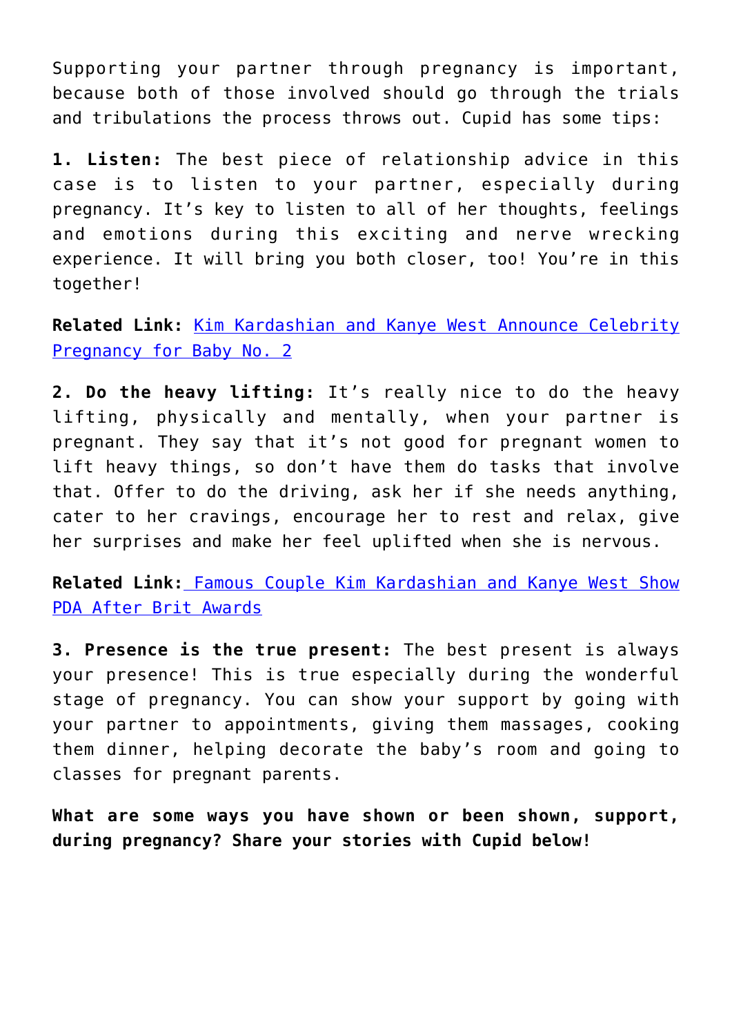Supporting your partner through pregnancy is important, because both of those involved should go through the trials and tribulations the process throws out. Cupid has some tips:

**1. Listen:** The best piece of relationship advice in this case is to listen to your partner, especially during pregnancy. It's key to listen to all of her thoughts, feelings and emotions during this exciting and nerve wrecking experience. It will bring you both closer, too! You're in this together!

**Related Link:** Kim Kardashian and Kanye West Announce Celebrity Pregnancy for Baby No. 2

**2. Do the heavy lifting:** It's really nice to do the heavy lifting, physically and mentally, when your partner is pregnant. They say that it's not good for pregnant women to lift heavy things, so don't have them do tasks that involve that. Offer to do the driving, ask her if she needs anything, cater to her cravings, encourage her to rest and relax, give her surprises and make her feel uplifted when she is nervous.

**Related Link:** Famous Couple Kim Kardashian and Kanye West Show PDA After Brit Awards

**3. Presence is the true present:** The best present is always your presence! This is true especially during the wonderful stage of pregnancy. You can show your support by going with your partner to appointments, giving them massages, cooking them dinner, helping decorate the baby's room and going to classes for pregnant parents.

**What are some ways you have shown or been shown, support, during pregnancy? Share your stories with Cupid below!**